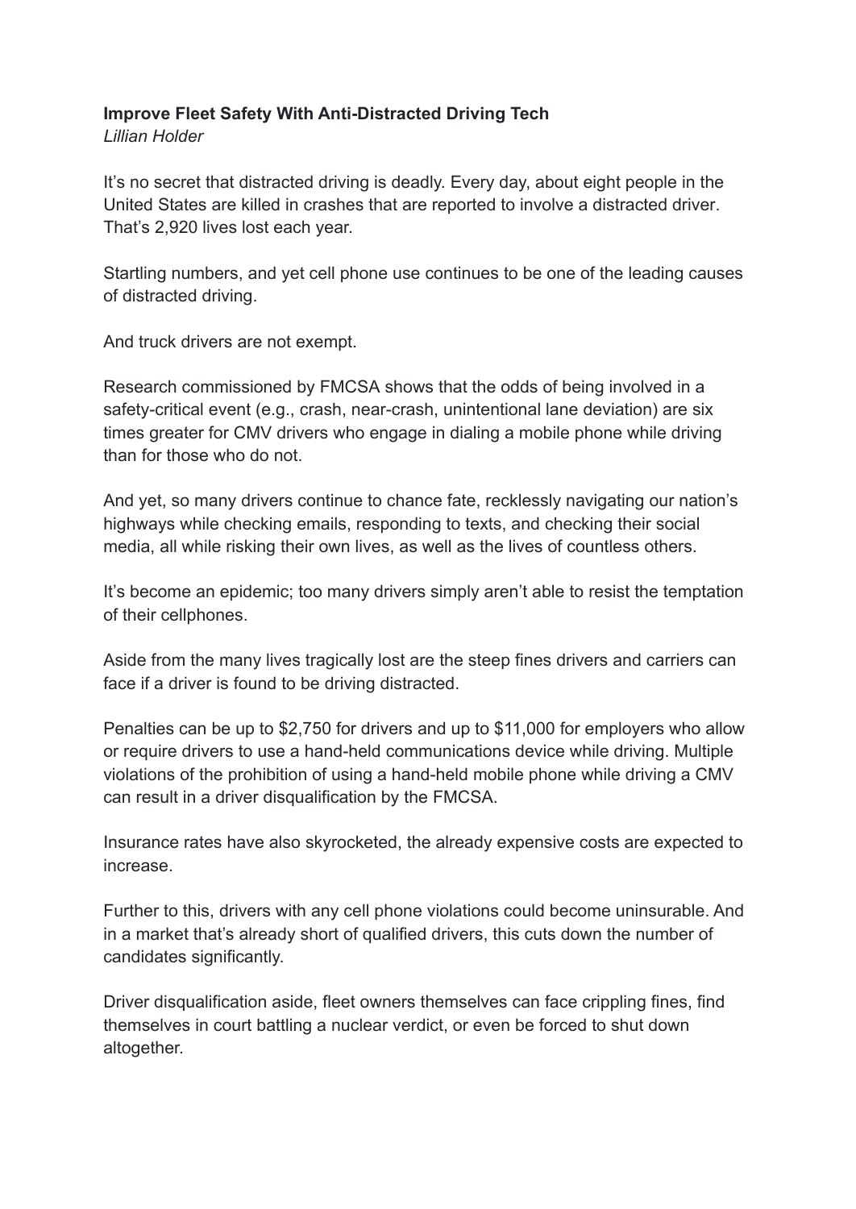**Improve Fleet Safety With Anti-Distracted Driving Tech**

*Lillian Holder*

It's no secret that distracted driving is deadly. Every day, about eight people in the United States are killed in crashes that are reported to involve a distracted driver. That's 2,920 lives lost each year.

Startling numbers, and yet cell phone use continues to be one of the leading causes of distracted driving.

And truck drivers are not exempt.

Research commissioned by FMCSA shows that the odds of being involved in a safety-critical event (e.g., crash, near-crash, unintentional lane deviation) are six times greater for CMV drivers who engage in dialing a mobile phone while driving than for those who do not.

And yet, so many drivers continue to chance fate, recklessly navigating our nation's highways while checking emails, responding to texts, and checking their social media, all while risking their own lives, as well as the lives of countless others.

It's become an epidemic; too many drivers simply aren't able to resist the temptation of their cellphones.

Aside from the many lives tragically lost are the steep fines drivers and carriers can face if a driver is found to be driving distracted.

Penalties can be up to $2,750 for drivers and up to $11,000 for employers who allow or require drivers to use a hand-held communications device while driving. Multiple violations of the prohibition of using a hand-held mobile phone while driving a CMV can result in a driver disqualification by the FMCSA.

Insurance rates have also skyrocketed, the already expensive costs are expected to increase.

Further to this, drivers with any cell phone violations could become uninsurable. And in a market that's already short of qualified drivers, this cuts down the number of candidates significantly.

Driver disqualification aside, fleet owners themselves can face crippling fines, find themselves in court battling a nuclear verdict, or even be forced to shut down altogether.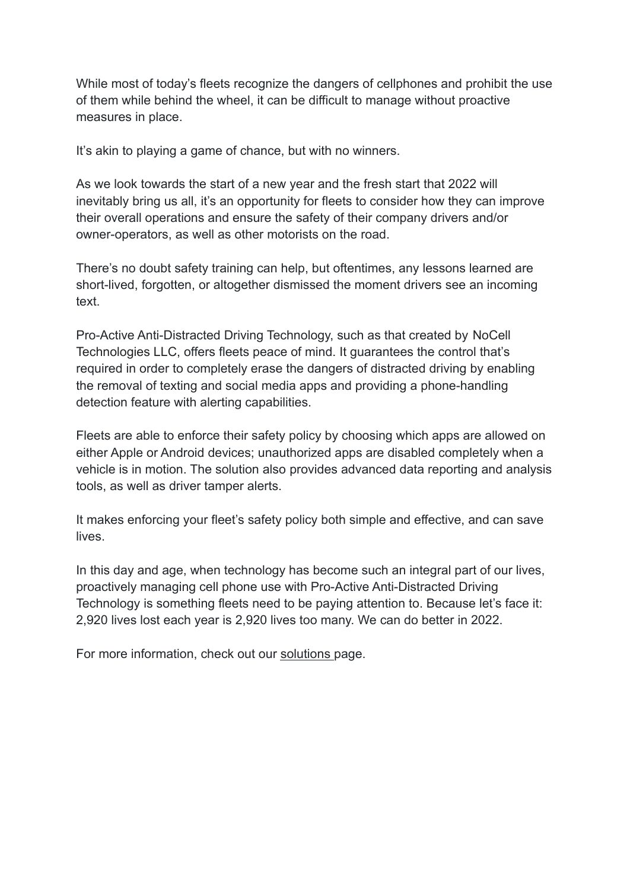While most of today's fleets recognize the dangers of cellphones and prohibit the use of them while behind the wheel, it can be difficult to manage without proactive measures in place.

It's akin to playing a game of chance, but with no winners.

As we look towards the start of a new year and the fresh start that 2022 will inevitably bring us all, it's an opportunity for fleets to consider how they can improve their overall operations and ensure the safety of their company drivers and/or owner-operators, as well as other motorists on the road.

There's no doubt safety training can help, but oftentimes, any lessons learned are short-lived, forgotten, or altogether dismissed the moment drivers see an incoming text.

Pro-Active Anti-Distracted Driving Technology, such as that created by NoCell Technologies LLC, offers fleets peace of mind. It guarantees the control that's required in order to completely erase the dangers of distracted driving by enabling the removal of texting and social media apps and providing a phone-handling detection feature with alerting capabilities.

Fleets are able to enforce their safety policy by choosing which apps are allowed on either Apple or Android devices; unauthorized apps are disabled completely when a vehicle is in motion. The solution also provides advanced data reporting and analysis tools, as well as driver tamper alerts.

It makes enforcing your fleet's safety policy both simple and effective, and can save lives.

In this day and age, when technology has become such an integral part of our lives, proactively managing cell phone use with Pro-Active Anti-Distracted Driving Technology is something fleets need to be paying attention to. Because let's face it: 2,920 lives lost each year is 2,920 lives too many. We can do better in 2022.

For more information, check out our solutions page.